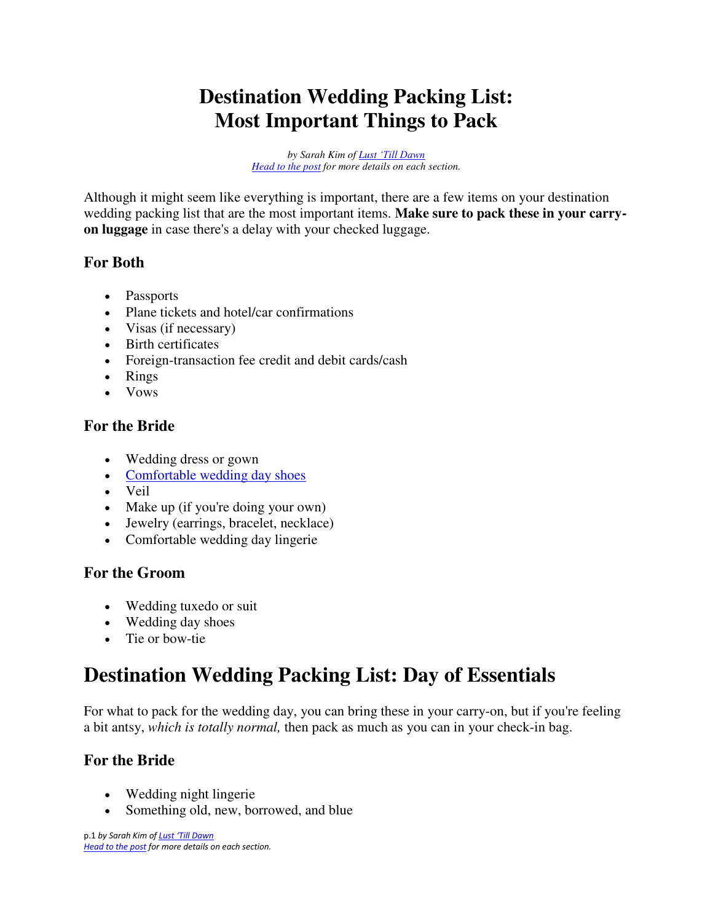# Destination Wedding Packing List: Most Important Things to Pack

*by Sarah Kim of [Lust 'Till Dawn]*
*[Head to the post] for more details on each section.*

Although it might seem like everything is important, there are a few items on your destination wedding packing list that are the most important items. **Make sure to pack these in your carry-on luggage** in case there's a delay with your checked luggage.

### For Both

- Passports
- Plane tickets and hotel/car confirmations
- Visas (if necessary)
- Birth certificates
- Foreign-transaction fee credit and debit cards/cash
- Rings
- Vows

### For the Bride

- Wedding dress or gown
- [Comfortable wedding day shoes]
- Veil
- Make up (if you're doing your own)
- Jewelry (earrings, bracelet, necklace)
- Comfortable wedding day lingerie

### For the Groom

- Wedding tuxedo or suit
- Wedding day shoes
- Tie or bow-tie

## Destination Wedding Packing List: Day of Essentials

For what to pack for the wedding day, you can bring these in your carry-on, but if you're feeling a bit antsy, *which is totally normal,* then pack as much as you can in your check-in bag.

### For the Bride

- Wedding night lingerie
- Something old, new, borrowed, and blue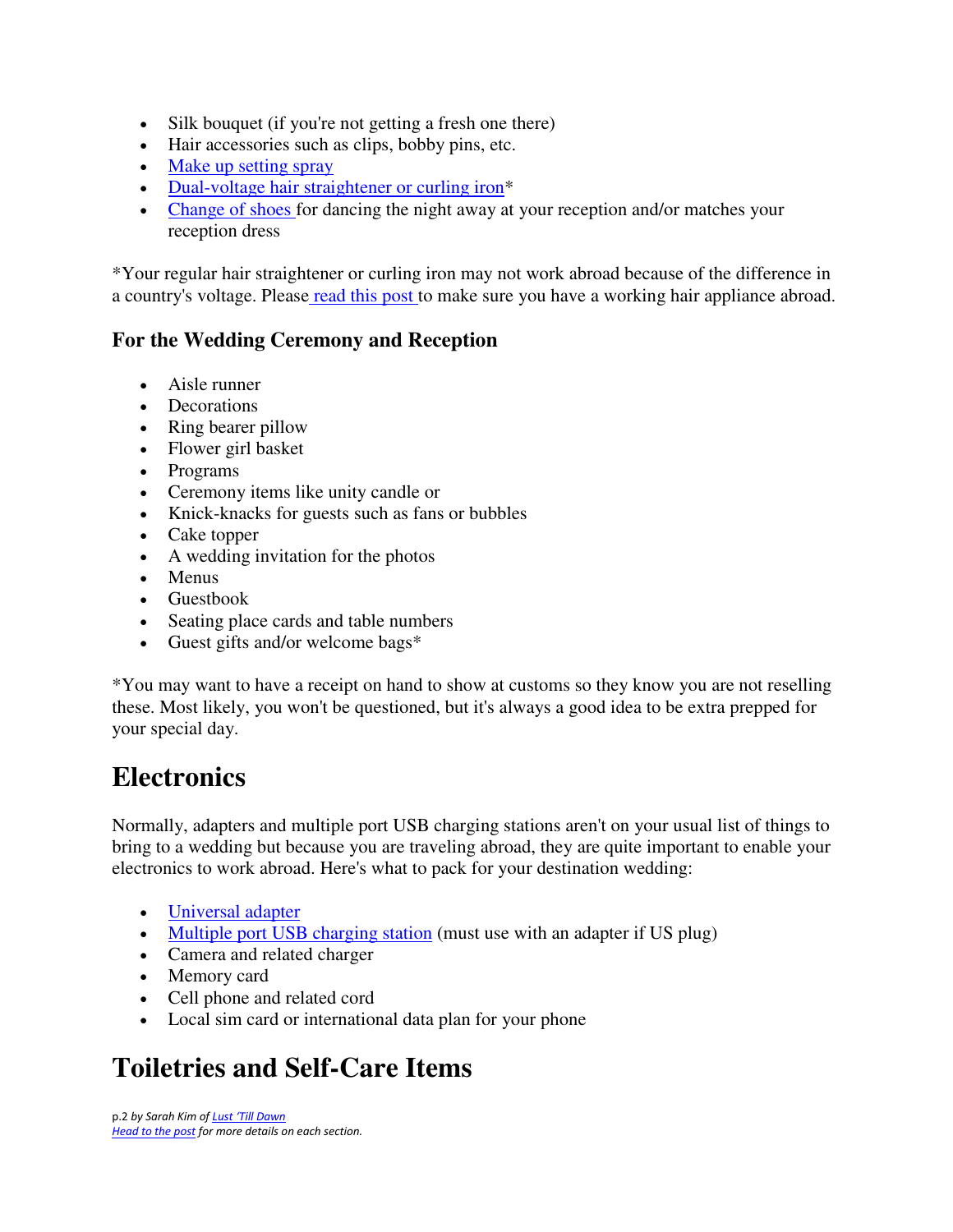- Silk bouquet (if you're not getting a fresh one there)
- Hair accessories such as clips, bobby pins, etc.
- [Make up setting spray]()
- [Dual-voltage hair straightener or curling iron]()*
- [Change of shoes]() for dancing the night away at your reception and/or matches your reception dress

*Your regular hair straightener or curling iron may not work abroad because of the difference in a country's voltage. Please [read this post]() to make sure you have a working hair appliance abroad.

### For the Wedding Ceremony and Reception

- Aisle runner
- Decorations
- Ring bearer pillow
- Flower girl basket
- Programs
- Ceremony items like unity candle or
- Knick-knacks for guests such as fans or bubbles
- Cake topper
- A wedding invitation for the photos
- Menus
- Guestbook
- Seating place cards and table numbers
- Guest gifts and/or welcome bags*

*You may want to have a receipt on hand to show at customs so they know you are not reselling these. Most likely, you won't be questioned, but it's always a good idea to be extra prepped for your special day.

## Electronics

Normally, adapters and multiple port USB charging stations aren't on your usual list of things to bring to a wedding but because you are traveling abroad, they are quite important to enable your electronics to work abroad. Here's what to pack for your destination wedding:

- [Universal adapter]()
- [Multiple port USB charging station]() (must use with an adapter if US plug)
- Camera and related charger
- Memory card
- Cell phone and related cord
- Local sim card or international data plan for your phone

## Toiletries and Self-Care Items

*p.2 by Sarah Kim of [Lust 'Till Dawn]()*
*[Head to the post]() for more details on each section.*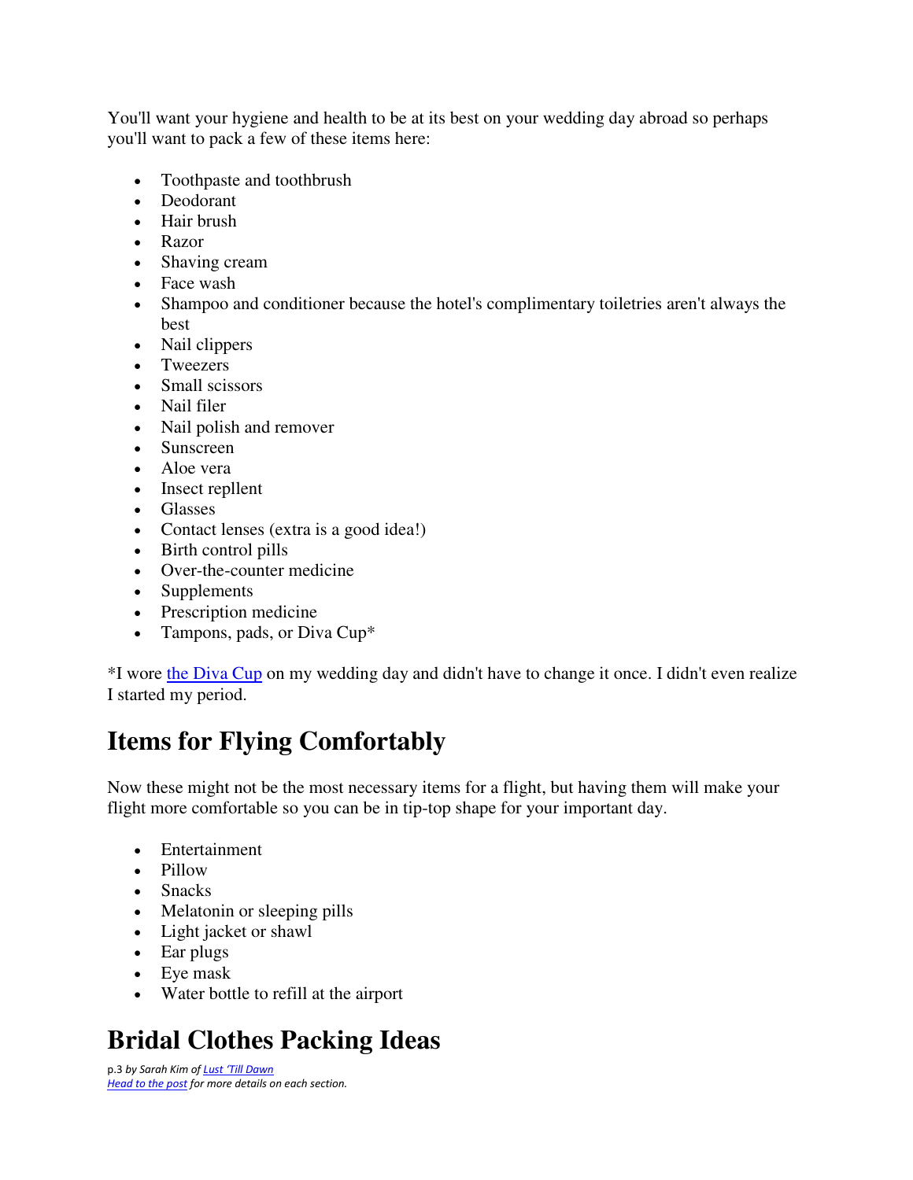You'll want your hygiene and health to be at its best on your wedding day abroad so perhaps you'll want to pack a few of these items here:

- Toothpaste and toothbrush
- Deodorant
- Hair brush
- Razor
- Shaving cream
- Face wash
- Shampoo and conditioner because the hotel's complimentary toiletries aren't always the best
- Nail clippers
- Tweezers
- Small scissors
- Nail filer
- Nail polish and remover
- Sunscreen
- Aloe vera
- Insect repllent
- Glasses
- Contact lenses (extra is a good idea!)
- Birth control pills
- Over-the-counter medicine
- Supplements
- Prescription medicine
- Tampons, pads, or Diva Cup*

*I wore the Diva Cup on my wedding day and didn't have to change it once. I didn't even realize I started my period.

# Items for Flying Comfortably

Now these might not be the most necessary items for a flight, but having them will make your flight more comfortable so you can be in tip-top shape for your important day.

- Entertainment
- Pillow
- Snacks
- Melatonin or sleeping pills
- Light jacket or shawl
- Ear plugs
- Eye mask
- Water bottle to refill at the airport

# Bridal Clothes Packing Ideas

p.3 *by Sarah Kim of Lust 'Till Dawn*
*Head to the post for more details on each section.*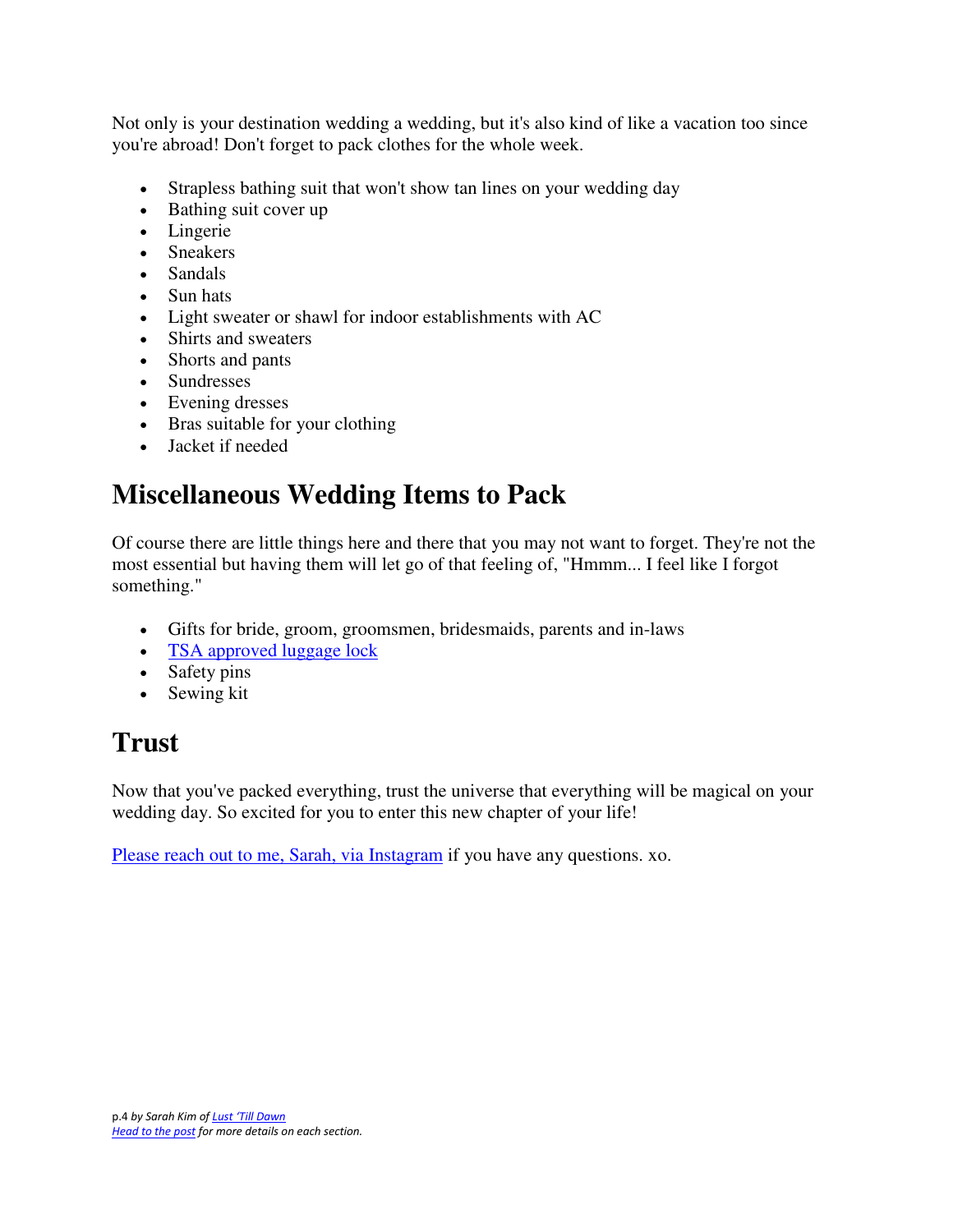Not only is your destination wedding a wedding, but it's also kind of like a vacation too since you're abroad! Don't forget to pack clothes for the whole week.

- Strapless bathing suit that won't show tan lines on your wedding day
- Bathing suit cover up
- Lingerie
- Sneakers
- Sandals
- Sun hats
- Light sweater or shawl for indoor establishments with AC
- Shirts and sweaters
- Shorts and pants
- Sundresses
- Evening dresses
- Bras suitable for your clothing
- Jacket if needed

## Miscellaneous Wedding Items to Pack

Of course there are little things here and there that you may not want to forget. They're not the most essential but having them will let go of that feeling of, "Hmmm... I feel like I forgot something."

- Gifts for bride, groom, groomsmen, bridesmaids, parents and in-laws
- [TSA approved luggage lock]
- Safety pins
- Sewing kit

## Trust

Now that you've packed everything, trust the universe that everything will be magical on your wedding day. So excited for you to enter this new chapter of your life!

[Please reach out to me, Sarah, via Instagram] if you have any questions. xo.